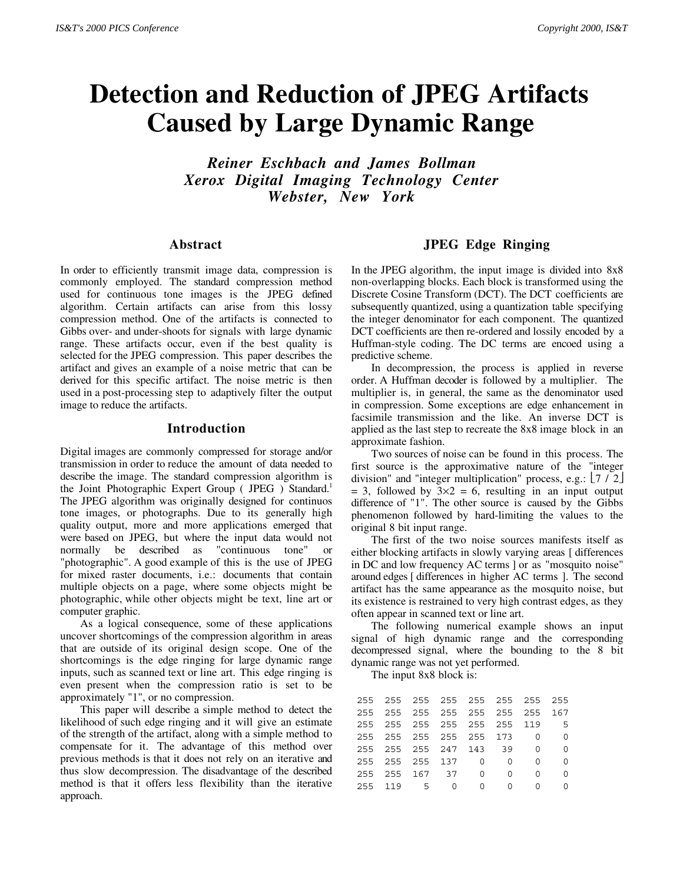# Detection and Reduction of JPEG Artifacts Caused by Large Dynamic Range

***Reiner Eschbach and James Bollman***
***Xerox Digital Imaging Technology Center***
***Webster, New York***

## Abstract

In order to efficiently transmit image data, compression is commonly employed. The standard compression method used for continuous tone images is the JPEG defined algorithm. Certain artifacts can arise from this lossy compression method. One of the artifacts is connected to Gibbs over- and under-shoots for signals with large dynamic range. These artifacts occur, even if the best quality is selected for the JPEG compression. This paper describes the artifact and gives an example of a noise metric that can be derived for this specific artifact. The noise metric is then used in a post-processing step to adaptively filter the output image to reduce the artifacts.

## Introduction

Digital images are commonly compressed for storage and/or transmission in order to reduce the amount of data needed to describe the image. The standard compression algorithm is the Joint Photographic Expert Group ( JPEG ) Standard.[1] The JPEG algorithm was originally designed for continuos tone images, or photographs. Due to its generally high quality output, more and more applications emerged that were based on JPEG, but where the input data would not normally be described as "continuous tone" or "photographic". A good example of this is the use of JPEG for mixed raster documents, i.e.: documents that contain multiple objects on a page, where some objects might be photographic, while other objects might be text, line art or computer graphic.

As a logical consequence, some of these applications uncover shortcomings of the compression algorithm in areas that are outside of its original design scope. One of the shortcomings is the edge ringing for large dynamic range inputs, such as scanned text or line art. This edge ringing is even present when the compression ratio is set to be approximately "1", or no compression.

This paper will describe a simple method to detect the likelihood of such edge ringing and it will give an estimate of the strength of the artifact, along with a simple method to compensate for it. The advantage of this method over previous methods is that it does not rely on an iterative and thus slow decompression. The disadvantage of the described method is that it offers less flexibility than the iterative approach.

## JPEG Edge Ringing

In the JPEG algorithm, the input image is divided into 8x8 non-overlapping blocks. Each block is transformed using the Discrete Cosine Transform (DCT). The DCT coefficients are subsequently quantized, using a quantization table specifying the integer denominator for each component. The quantized DCT coefficients are then re-ordered and lossily encoded by a Huffman-style coding. The DC terms are encoed using a predictive scheme.

In decompression, the process is applied in reverse order. A Huffman decoder is followed by a multiplier. The multiplier is, in general, the same as the denominator used in compression. Some exceptions are edge enhancement in facsimile transmission and the like. An inverse DCT is applied as the last step to recreate the 8x8 image block in an approximate fashion.

Two sources of noise can be found in this process. The first source is the approximative nature of the "integer division" and "integer multiplication" process, e.g.: $\lfloor 7 / 2 \rfloor = 3$, followed by $3\times2 = 6$, resulting in an input output difference of "1". The other source is caused by the Gibbs phenomenon followed by hard-limiting the values to the original 8 bit input range.

The first of the two noise sources manifests itself as either blocking artifacts in slowly varying areas [ differences in DC and low frequency AC terms ] or as "mosquito noise" around edges [ differences in higher AC terms ]. The second artifact has the same appearance as the mosquito noise, but its existence is restrained to very high contrast edges, as they often appear in scanned text or line art.

The following numerical example shows an input signal of high dynamic range and the corresponding decompressed signal, where the bounding to the 8 bit dynamic range was not yet performed.

The input 8x8 block is:

```
255  255  255  255  255  255  255  255
255  255  255  255  255  255  255  167
255  255  255  255  255  255  119    5
255  255  255  255  255  173    0    0
255  255  255  247  143   39    0    0
255  255  255  137    0    0    0    0
255  255  167   37    0    0    0    0
255  119    5    0    0    0    0    0
```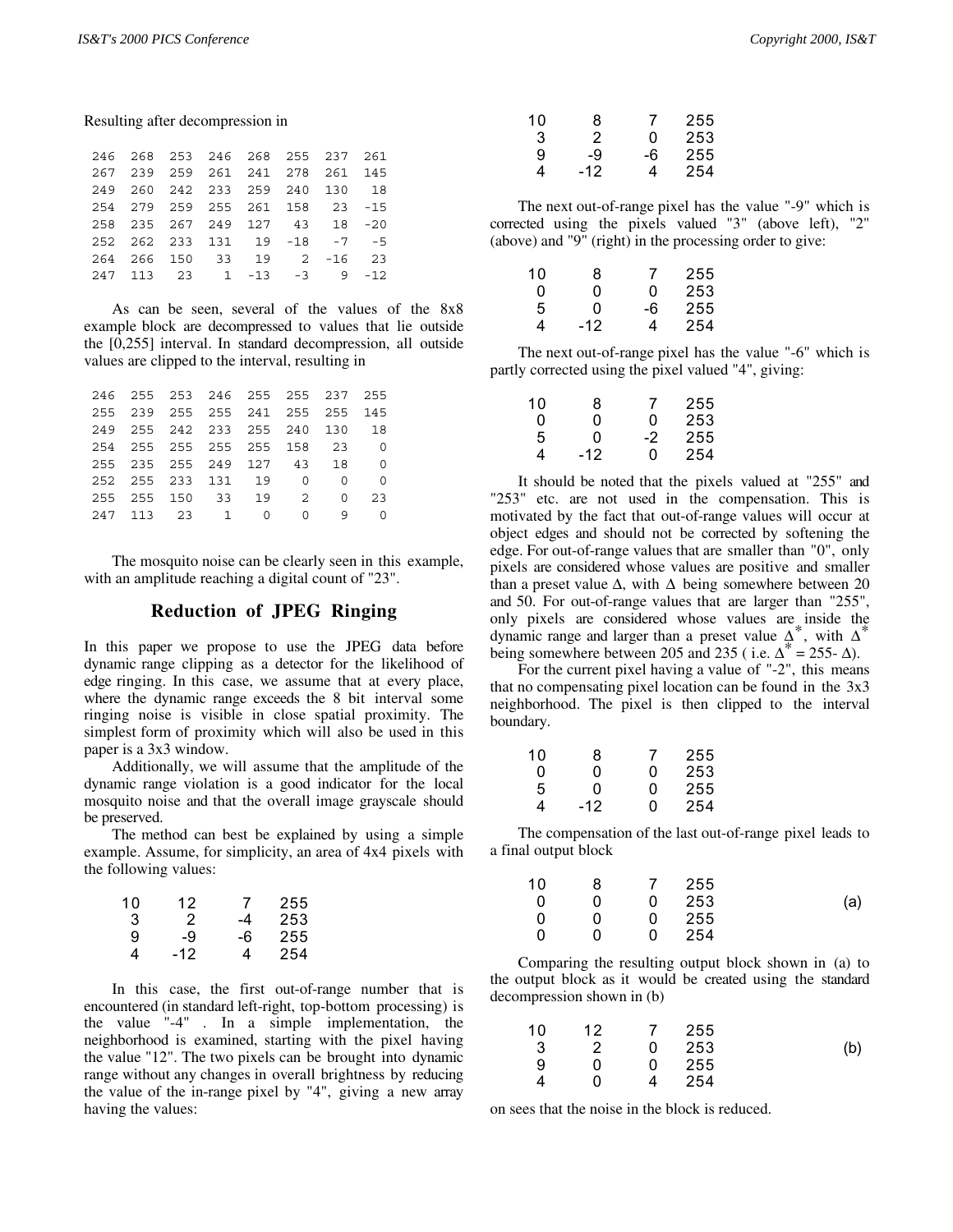Resulting after decompression in

```
 246  268  253  246  268  255  237  261
 267  239  259  261  241  278  261  145
 249  260  242  233  259  240  130   18
 254  279  259  255  261  158   23  -15
 258  235  267  249  127   43   18  -20
 252  262  233  131   19  -18   -7   -5
 264  266  150   33   19    2  -16   23
 247  113   23    1  -13   -3    9  -12
```

As can be seen, several of the values of the 8x8 example block are decompressed to values that lie outside the [0,255] interval. In standard decompression, all outside values are clipped to the interval, resulting in

```
 246  255  253  246  255  255  237  255
 255  239  255  255  241  255  255  145
 249  255  242  233  255  240  130   18
 254  255  255  255  255  158   23    0
 255  235  255  249  127   43   18    0
 252  255  233  131   19    0    0    0
 255  255  150   33   19    2    0   23
 247  113   23    1    0    0    9    0
```

The mosquito noise can be clearly seen in this example, with an amplitude reaching a digital count of "23".

## Reduction of JPEG Ringing

In this paper we propose to use the JPEG data before dynamic range clipping as a detector for the likelihood of edge ringing. In this case, we assume that at every place, where the dynamic range exceeds the 8 bit interval some ringing noise is visible in close spatial proximity. The simplest form of proximity which will also be used in this paper is a 3x3 window.

Additionally, we will assume that the amplitude of the dynamic range violation is a good indicator for the local mosquito noise and that the overall image grayscale should be preserved.

The method can best be explained by using a simple example. Assume, for simplicity, an area of 4x4 pixels with the following values:

```
 10   12    7  255
  3    2   -4  253
  9   -9   -6  255
  4  -12    4  254
```

In this case, the first out-of-range number that is encountered (in standard left-right, top-bottom processing) is the value "-4" . In a simple implementation, the neighborhood is examined, starting with the pixel having the value "12". The two pixels can be brought into dynamic range without any changes in overall brightness by reducing the value of the in-range pixel by "4", giving a new array having the values:

```
 10    8    7  255
  3    2    0  253
  9   -9   -6  255
  4  -12    4  254
```

The next out-of-range pixel has the value "-9" which is corrected using the pixels valued "3" (above left), "2" (above) and "9" (right) in the processing order to give:

```
 10    8    7  255
  0    0    0  253
  5    0   -6  255
  4  -12    4  254
```

The next out-of-range pixel has the value "-6" which is partly corrected using the pixel valued "4", giving:

```
 10    8    7  255
  0    0    0  253
  5    0   -2  255
  4  -12    0  254
```

It should be noted that the pixels valued at "255" and "253" etc. are not used in the compensation. This is motivated by the fact that out-of-range values will occur at object edges and should not be corrected by softening the edge. For out-of-range values that are smaller than "0", only pixels are considered whose values are positive and smaller than a preset value $\Delta$, with $\Delta$ being somewhere between 20 and 50. For out-of-range values that are larger than "255", only pixels are considered whose values are inside the dynamic range and larger than a preset value $\Delta^*$, with $\Delta^*$ being somewhere between 205 and 235 ( i.e. $\Delta^* = 255 - \Delta$).

For the current pixel having a value of "-2", this means that no compensating pixel location can be found in the 3x3 neighborhood. The pixel is then clipped to the interval boundary.

```
 10    8    7  255
  0    0    0  253
  5    0    0  255
  4  -12    0  254
```

The compensation of the last out-of-range pixel leads to a final output block

```
 10    8    7  255
  0    0    0  253          (a)
  0    0    0  255
  0    0    0  254
```

Comparing the resulting output block shown in (a) to the output block as it would be created using the standard decompression shown in (b)

```
 10   12    7  255
  3    2    0  253          (b)
  9    0    0  255
  4    0    4  254
```

on sees that the noise in the block is reduced.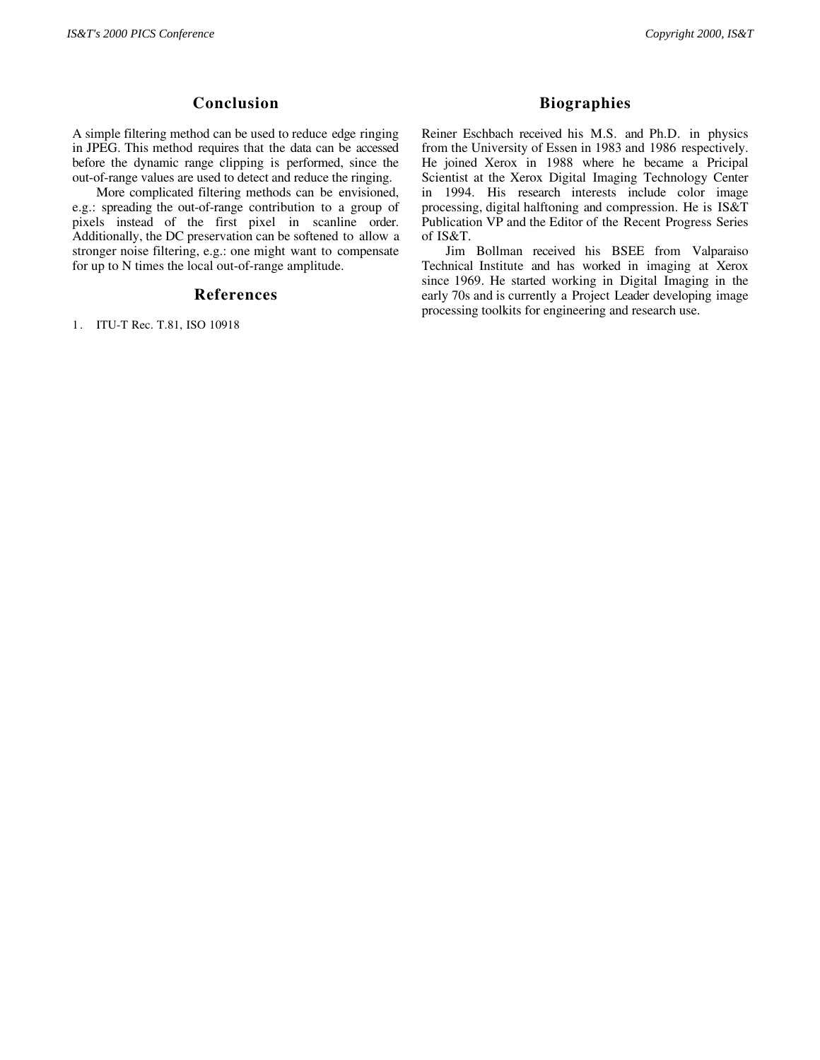## Conclusion

A simple filtering method can be used to reduce edge ringing in JPEG. This method requires that the data can be accessed before the dynamic range clipping is performed, since the out-of-range values are used to detect and reduce the ringing.

More complicated filtering methods can be envisioned, e.g.: spreading the out-of-range contribution to a group of pixels instead of the first pixel in scanline order. Additionally, the DC preservation can be softened to allow a stronger noise filtering, e.g.: one might want to compensate for up to N times the local out-of-range amplitude.

## References

1. ITU-T Rec. T.81, ISO 10918

## Biographies

Reiner Eschbach received his M.S. and Ph.D. in physics from the University of Essen in 1983 and 1986 respectively. He joined Xerox in 1988 where he became a Pricipal Scientist at the Xerox Digital Imaging Technology Center in 1994. His research interests include color image processing, digital halftoning and compression. He is IS&T Publication VP and the Editor of the Recent Progress Series of IS&T.

Jim Bollman received his BSEE from Valparaiso Technical Institute and has worked in imaging at Xerox since 1969. He started working in Digital Imaging in the early 70s and is currently a Project Leader developing image processing toolkits for engineering and research use.